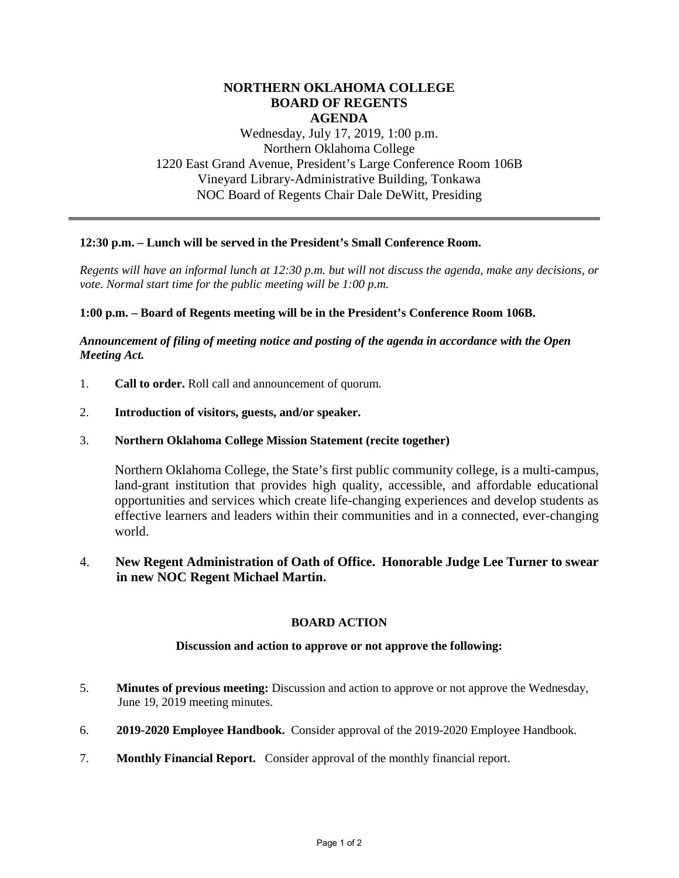# NORTHERN OKLAHOMA COLLEGE
# BOARD OF REGENTS
# AGENDA

Wednesday, July 17, 2019, 1:00 p.m.
Northern Oklahoma College
1220 East Grand Avenue, President's Large Conference Room 106B
Vineyard Library-Administrative Building, Tonkawa
NOC Board of Regents Chair Dale DeWitt, Presiding

---

**12:30 p.m. – Lunch will be served in the President's Small Conference Room.**

*Regents will have an informal lunch at 12:30 p.m. but will not discuss the agenda, make any decisions, or vote. Normal start time for the public meeting will be 1:00 p.m.*

**1:00 p.m. – Board of Regents meeting will be in the President's Conference Room 106B.**

***Announcement of filing of meeting notice and posting of the agenda in accordance with the Open Meeting Act.***

1. **Call to order.** Roll call and announcement of quorum.

2. **Introduction of visitors, guests, and/or speaker.**

3. **Northern Oklahoma College Mission Statement (recite together)**

   Northern Oklahoma College, the State's first public community college, is a multi-campus, land-grant institution that provides high quality, accessible, and affordable educational opportunities and services which create life-changing experiences and develop students as effective learners and leaders within their communities and in a connected, ever-changing world.

4. **New Regent Administration of Oath of Office. Honorable Judge Lee Turner to swear in new NOC Regent Michael Martin.**

## BOARD ACTION

**Discussion and action to approve or not approve the following:**

5. **Minutes of previous meeting:** Discussion and action to approve or not approve the Wednesday, June 19, 2019 meeting minutes.

6. **2019-2020 Employee Handbook.** Consider approval of the 2019-2020 Employee Handbook.

7. **Monthly Financial Report.** Consider approval of the monthly financial report.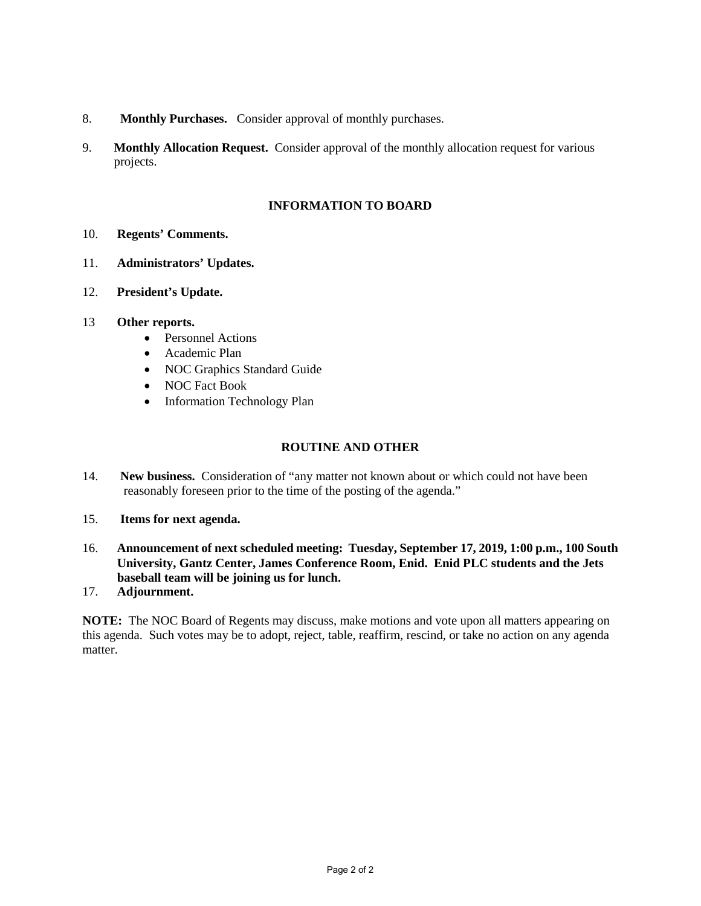8. **Monthly Purchases.** Consider approval of monthly purchases.

9. **Monthly Allocation Request.** Consider approval of the monthly allocation request for various projects.

## INFORMATION TO BOARD

10. **Regents' Comments.**

11. **Administrators' Updates.**

12. **President's Update.**

13 **Other reports.**
    - Personnel Actions
    - Academic Plan
    - NOC Graphics Standard Guide
    - NOC Fact Book
    - Information Technology Plan

## ROUTINE AND OTHER

14. **New business.** Consideration of "any matter not known about or which could not have been reasonably foreseen prior to the time of the posting of the agenda."

15. **Items for next agenda.**

16. **Announcement of next scheduled meeting: Tuesday, September 17, 2019, 1:00 p.m., 100 South University, Gantz Center, James Conference Room, Enid. Enid PLC students and the Jets baseball team will be joining us for lunch.**

17. **Adjournment.**

**NOTE:** The NOC Board of Regents may discuss, make motions and vote upon all matters appearing on this agenda. Such votes may be to adopt, reject, table, reaffirm, rescind, or take no action on any agenda matter.